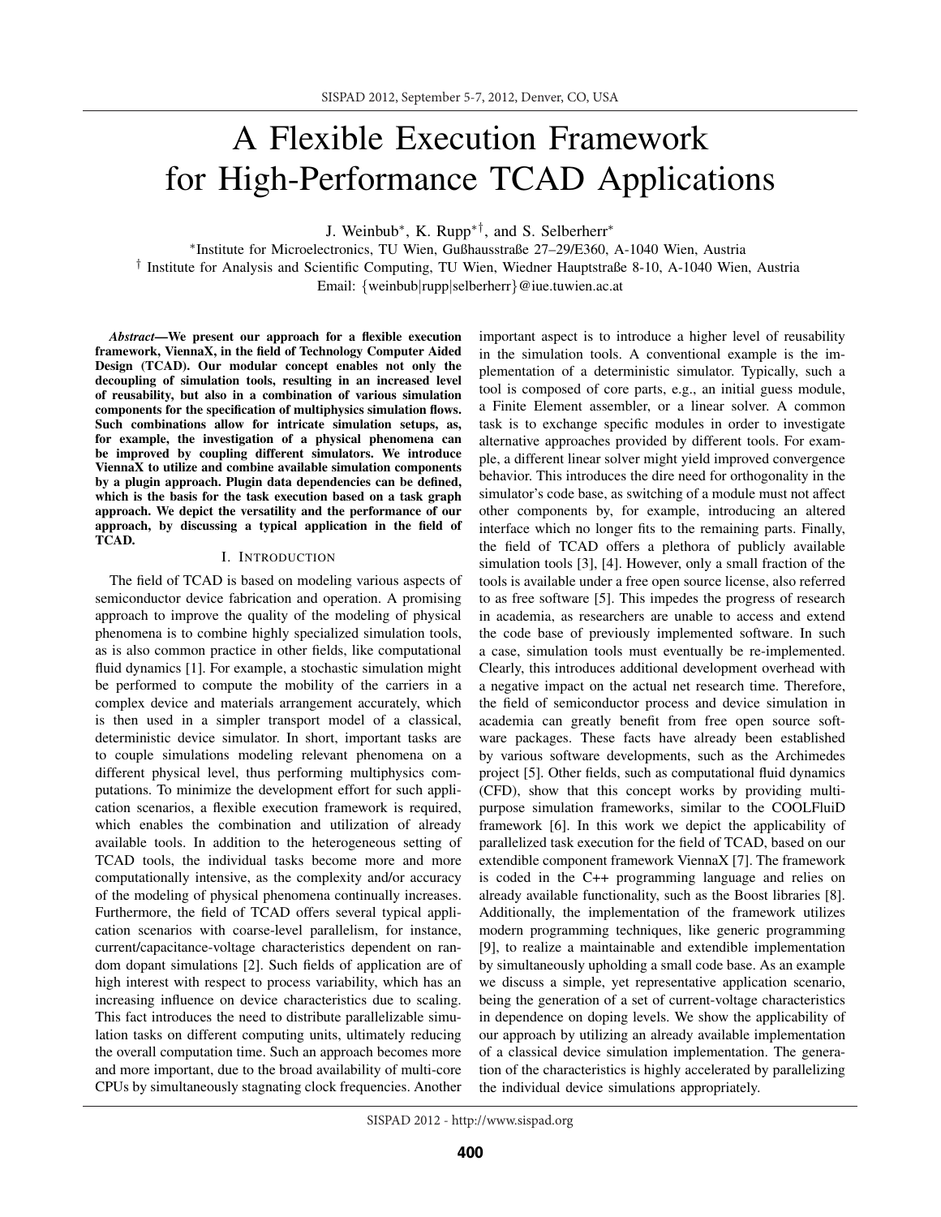# A Flexible Execution Framework for High-Performance TCAD Applications

J. Weinbub*, K. Rupp*†, and S. Selberherr*

*Institute for Microelectronics, TU Wien, Gußhausstraße 27–29/E360, A-1040 Wien, Austria

† Institute for Analysis and Scientific Computing, TU Wien, Wiedner Hauptstraße 8-10, A-1040 Wien, Austria

Email: {weinbub|rupp|selberherr}@iue.tuwien.ac.at

***Abstract*—We present our approach for a flexible execution framework, ViennaX, in the field of Technology Computer Aided Design (TCAD). Our modular concept enables not only the decoupling of simulation tools, resulting in an increased level of reusability, but also in a combination of various simulation components for the specification of multiphysics simulation flows. Such combinations allow for intricate simulation setups, as, for example, the investigation of a physical phenomena can be improved by coupling different simulators. We introduce ViennaX to utilize and combine available simulation components by a plugin approach. Plugin data dependencies can be defined, which is the basis for the task execution based on a task graph approach. We depict the versatility and the performance of our approach, by discussing a typical application in the field of TCAD.**

## I. Introduction

The field of TCAD is based on modeling various aspects of semiconductor device fabrication and operation. A promising approach to improve the quality of the modeling of physical phenomena is to combine highly specialized simulation tools, as is also common practice in other fields, like computational fluid dynamics [1]. For example, a stochastic simulation might be performed to compute the mobility of the carriers in a complex device and materials arrangement accurately, which is then used in a simpler transport model of a classical, deterministic device simulator. In short, important tasks are to couple simulations modeling relevant phenomena on a different physical level, thus performing multiphysics computations. To minimize the development effort for such application scenarios, a flexible execution framework is required, which enables the combination and utilization of already available tools. In addition to the heterogeneous setting of TCAD tools, the individual tasks become more and more computationally intensive, as the complexity and/or accuracy of the modeling of physical phenomena continually increases. Furthermore, the field of TCAD offers several typical application scenarios with coarse-level parallelism, for instance, current/capacitance-voltage characteristics dependent on random dopant simulations [2]. Such fields of application are of high interest with respect to process variability, which has an increasing influence on device characteristics due to scaling. This fact introduces the need to distribute parallelizable simulation tasks on different computing units, ultimately reducing the overall computation time. Such an approach becomes more and more important, due to the broad availability of multi-core CPUs by simultaneously stagnating clock frequencies. Another important aspect is to introduce a higher level of reusability in the simulation tools. A conventional example is the implementation of a deterministic simulator. Typically, such a tool is composed of core parts, e.g., an initial guess module, a Finite Element assembler, or a linear solver. A common task is to exchange specific modules in order to investigate alternative approaches provided by different tools. For example, a different linear solver might yield improved convergence behavior. This introduces the dire need for orthogonality in the simulator's code base, as switching of a module must not affect other components by, for example, introducing an altered interface which no longer fits to the remaining parts. Finally, the field of TCAD offers a plethora of publicly available simulation tools [3], [4]. However, only a small fraction of the tools is available under a free open source license, also referred to as free software [5]. This impedes the progress of research in academia, as researchers are unable to access and extend the code base of previously implemented software. In such a case, simulation tools must eventually be re-implemented. Clearly, this introduces additional development overhead with a negative impact on the actual net research time. Therefore, the field of semiconductor process and device simulation in academia can greatly benefit from free open source software packages. These facts have already been established by various software developments, such as the Archimedes project [5]. Other fields, such as computational fluid dynamics (CFD), show that this concept works by providing multipurpose simulation frameworks, similar to the COOLFluiD framework [6]. In this work we depict the applicability of parallelized task execution for the field of TCAD, based on our extendible component framework ViennaX [7]. The framework is coded in the C++ programming language and relies on already available functionality, such as the Boost libraries [8]. Additionally, the implementation of the framework utilizes modern programming techniques, like generic programming [9], to realize a maintainable and extendible implementation by simultaneously upholding a small code base. As an example we discuss a simple, yet representative application scenario, being the generation of a set of current-voltage characteristics in dependence on doping levels. We show the applicability of our approach by utilizing an already available implementation of a classical device simulation implementation. The generation of the characteristics is highly accelerated by parallelizing the individual device simulations appropriately.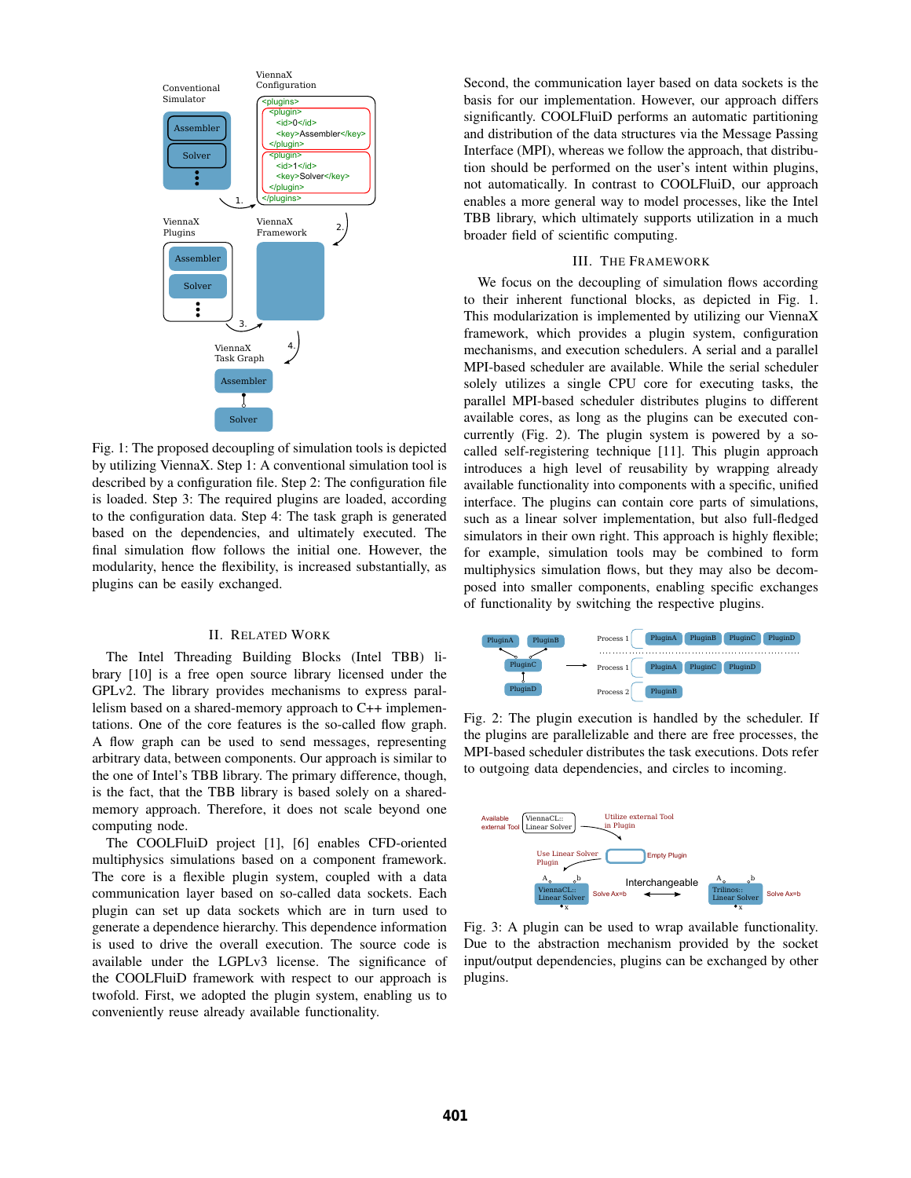Fig. 1: The proposed decoupling of simulation tools is depicted by utilizing ViennaX. Step 1: A conventional simulation tool is described by a configuration file. Step 2: The configuration file is loaded. Step 3: The required plugins are loaded, according to the configuration data. Step 4: The task graph is generated based on the dependencies, and ultimately executed. The final simulation flow follows the initial one. However, the modularity, hence the flexibility, is increased substantially, as plugins can be easily exchanged.

## II. Related Work

The Intel Threading Building Blocks (Intel TBB) library [10] is a free open source library licensed under the GPLv2. The library provides mechanisms to express parallelism based on a shared-memory approach to C++ implementations. One of the core features is the so-called flow graph. A flow graph can be used to send messages, representing arbitrary data, between components. Our approach is similar to the one of Intel's TBB library. The primary difference, though, is the fact, that the TBB library is based solely on a shared-memory approach. Therefore, it does not scale beyond one computing node.

The COOLFluiD project [1], [6] enables CFD-oriented multiphysics simulations based on a component framework. The core is a flexible plugin system, coupled with a data communication layer based on so-called data sockets. Each plugin can set up data sockets which are in turn used to generate a dependence hierarchy. This dependence information is used to drive the overall execution. The source code is available under the LGPLv3 license. The significance of the COOLFluiD framework with respect to our approach is twofold. First, we adopted the plugin system, enabling us to conveniently reuse already available functionality. Second, the communication layer based on data sockets is the basis for our implementation. However, our approach differs significantly. COOLFluiD performs an automatic partitioning and distribution of the data structures via the Message Passing Interface (MPI), whereas we follow the approach, that distribution should be performed on the user's intent within plugins, not automatically. In contrast to COOLFluiD, our approach enables a more general way to model processes, like the Intel TBB library, which ultimately supports utilization in a much broader field of scientific computing.

## III. The Framework

We focus on the decoupling of simulation flows according to their inherent functional blocks, as depicted in Fig. 1. This modularization is implemented by utilizing our ViennaX framework, which provides a plugin system, configuration mechanisms, and execution schedulers. A serial and a parallel MPI-based scheduler are available. While the serial scheduler solely utilizes a single CPU core for executing tasks, the parallel MPI-based scheduler distributes plugins to different available cores, as long as the plugins can be executed concurrently (Fig. 2). The plugin system is powered by a so-called self-registering technique [11]. This plugin approach introduces a high level of reusability by wrapping already available functionality into components with a specific, unified interface. The plugins can contain core parts of simulations, such as a linear solver implementation, but also full-fledged simulators in their own right. This approach is highly flexible; for example, simulation tools may be combined to form multiphysics simulation flows, but they may also be decomposed into smaller components, enabling specific exchanges of functionality by switching the respective plugins.

Fig. 2: The plugin execution is handled by the scheduler. If the plugins are parallelizable and there are free processes, the MPI-based scheduler distributes the task executions. Dots refer to outgoing data dependencies, and circles to incoming.

Fig. 3: A plugin can be used to wrap available functionality. Due to the abstraction mechanism provided by the socket input/output dependencies, plugins can be exchanged by other plugins.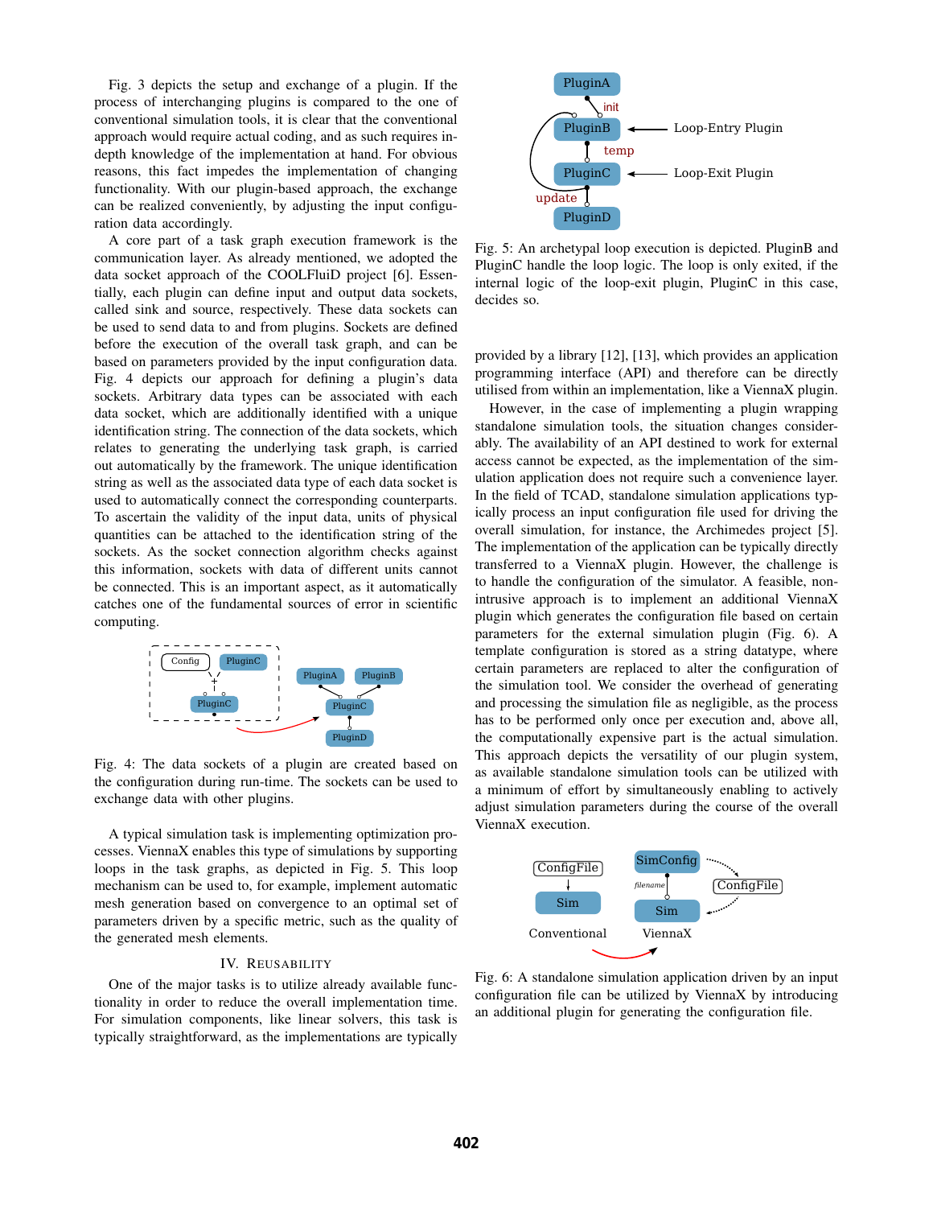Fig. 3 depicts the setup and exchange of a plugin. If the process of interchanging plugins is compared to the one of conventional simulation tools, it is clear that the conventional approach would require actual coding, and as such requires in-depth knowledge of the implementation at hand. For obvious reasons, this fact impedes the implementation of changing functionality. With our plugin-based approach, the exchange can be realized conveniently, by adjusting the input configuration data accordingly.

A core part of a task graph execution framework is the communication layer. As already mentioned, we adopted the data socket approach of the COOLFluiD project [6]. Essentially, each plugin can define input and output data sockets, called sink and source, respectively. These data sockets can be used to send data to and from plugins. Sockets are defined before the execution of the overall task graph, and can be based on parameters provided by the input configuration data. Fig. 4 depicts our approach for defining a plugin's data sockets. Arbitrary data types can be associated with each data socket, which are additionally identified with a unique identification string. The connection of the data sockets, which relates to generating the underlying task graph, is carried out automatically by the framework. The unique identification string as well as the associated data type of each data socket is used to automatically connect the corresponding counterparts. To ascertain the validity of the input data, units of physical quantities can be attached to the identification string of the sockets. As the socket connection algorithm checks against this information, sockets with data of different units cannot be connected. This is an important aspect, as it automatically catches one of the fundamental sources of error in scientific computing.

Fig. 4: The data sockets of a plugin are created based on the configuration during run-time. The sockets can be used to exchange data with other plugins.

A typical simulation task is implementing optimization processes. ViennaX enables this type of simulations by supporting loops in the task graphs, as depicted in Fig. 5. This loop mechanism can be used to, for example, implement automatic mesh generation based on convergence to an optimal set of parameters driven by a specific metric, such as the quality of the generated mesh elements.

Fig. 5: An archetypal loop execution is depicted. PluginB and PluginC handle the loop logic. The loop is only exited, if the internal logic of the loop-exit plugin, PluginC in this case, decides so.

## IV. Reusability

One of the major tasks is to utilize already available functionality in order to reduce the overall implementation time. For simulation components, like linear solvers, this task is typically straightforward, as the implementations are typically provided by a library [12], [13], which provides an application programming interface (API) and therefore can be directly utilised from within an implementation, like a ViennaX plugin.

However, in the case of implementing a plugin wrapping standalone simulation tools, the situation changes considerably. The availability of an API destined to work for external access cannot be expected, as the implementation of the simulation application does not require such a convenience layer. In the field of TCAD, standalone simulation applications typically process an input configuration file used for driving the overall simulation, for instance, the Archimedes project [5]. The implementation of the application can be typically directly transferred to a ViennaX plugin. However, the challenge is to handle the configuration of the simulator. A feasible, non-intrusive approach is to implement an additional ViennaX plugin which generates the configuration file based on certain parameters for the external simulation plugin (Fig. 6). A template configuration is stored as a string datatype, where certain parameters are replaced to alter the configuration of the simulation tool. We consider the overhead of generating and processing the simulation file as negligible, as the process has to be performed only once per execution and, above all, the computationally expensive part is the actual simulation. This approach depicts the versatility of our plugin system, as available standalone simulation tools can be utilized with a minimum of effort by simultaneously enabling to actively adjust simulation parameters during the course of the overall ViennaX execution.

Fig. 6: A standalone simulation application driven by an input configuration file can be utilized by ViennaX by introducing an additional plugin for generating the configuration file.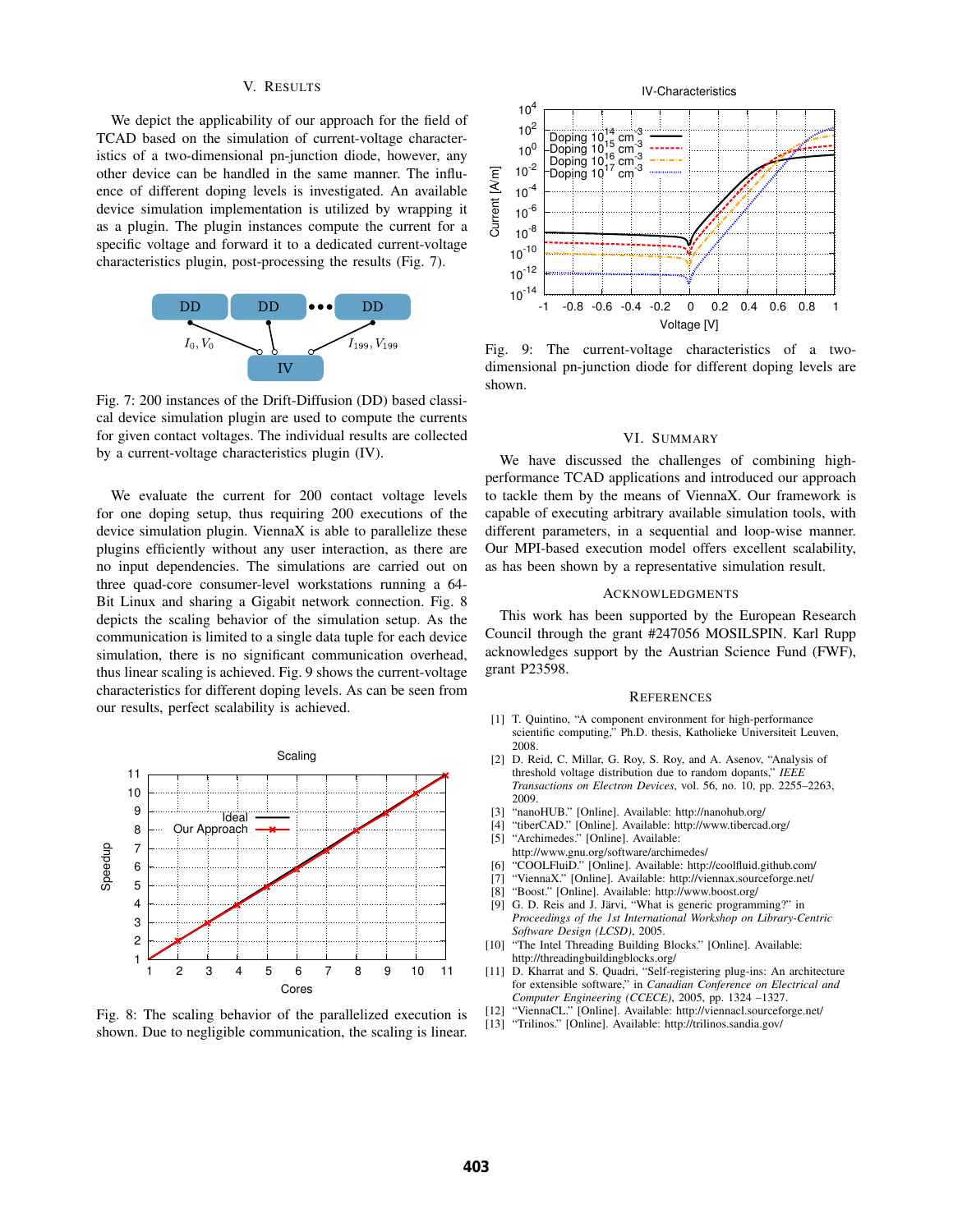## V. RESULTS

We depict the applicability of our approach for the field of TCAD based on the simulation of current-voltage characteristics of a two-dimensional pn-junction diode, however, any other device can be handled in the same manner. The influence of different doping levels is investigated. An available device simulation implementation is utilized by wrapping it as a plugin. The plugin instances compute the current for a specific voltage and forward it to a dedicated current-voltage characteristics plugin, post-processing the results (Fig. 7).

DD
DD
DD
$I_0, V_0$
$I_{199}, V_{199}$
IV

Fig. 7: 200 instances of the Drift-Diffusion (DD) based classical device simulation plugin are used to compute the currents for given contact voltages. The individual results are collected by a current-voltage characteristics plugin (IV).

We evaluate the current for 200 contact voltage levels for one doping setup, thus requiring 200 executions of the device simulation plugin. ViennaX is able to parallelize these plugins efficiently without any user interaction, as there are no input dependencies. The simulations are carried out on three quad-core consumer-level workstations running a 64-Bit Linux and sharing a Gigabit network connection. Fig. 8 depicts the scaling behavior of the simulation setup. As the communication is limited to a single data tuple for each device simulation, there is no significant communication overhead, thus linear scaling is achieved. Fig. 9 shows the current-voltage characteristics for different doping levels. As can be seen from our results, perfect scalability is achieved.

Scaling

Speedup

1
2
3
4
5
6
7
8
9
10
11

Cores

1
2
3
4
5
6
7
8
9
10
11

Ideal
Our Approach

Fig. 8: The scaling behavior of the parallelized execution is shown. Due to negligible communication, the scaling is linear.

IV-Characteristics

Current [A/m]

$10^{4}$
$10^{2}$
$10^{0}$
$10^{-2}$
$10^{-4}$
$10^{-6}$
$10^{-8}$
$10^{-10}$
$10^{-12}$
$10^{-14}$

Voltage [V]

-1
-0.8
-0.6
-0.4
-0.2
0
0.2
0.4
0.6
0.8
1

Doping $10^{14}$ $cm^{-3}$
Doping $10^{15}$ $cm^{-3}$
Doping $10^{16}$ $cm^{-3}$
Doping $10^{17}$ $cm^{-3}$

Fig. 9: The current-voltage characteristics of a two-dimensional pn-junction diode for different doping levels are shown.

## VI. SUMMARY

We have discussed the challenges of combining high-performance TCAD applications and introduced our approach to tackle them by the means of ViennaX. Our framework is capable of executing arbitrary available simulation tools, with different parameters, in a sequential and loop-wise manner. Our MPI-based execution model offers excellent scalability, as has been shown by a representative simulation result.

### ACKNOWLEDGMENTS

This work has been supported by the European Research Council through the grant #247056 MOSILSPIN. Karl Rupp acknowledges support by the Austrian Science Fund (FWF), grant P23598.

## REFERENCES

[1] T. Quintino, “A component environment for high-performance scientific computing,” Ph.D. thesis, Katholieke Universiteit Leuven, 2008.

[2] D. Reid, C. Millar, G. Roy, S. Roy, and A. Asenov, “Analysis of threshold voltage distribution due to random dopants,” *IEEE Transactions on Electron Devices*, vol. 56, no. 10, pp. 2255–2263, 2009.

[3] “nanoHUB.” [Online]. Available: http://nanohub.org/

[4] “tiberCAD.” [Online]. Available: http://www.tibercad.org/

[5] “Archimedes.” [Online]. Available: http://www.gnu.org/software/archimedes/

[6] “COOLFluiD.” [Online]. Available: http://coolfluid.github.com/

[7] “ViennaX.” [Online]. Available: http://viennax.sourceforge.net/

[8] “Boost.” [Online]. Available: http://www.boost.org/

[9] G. D. Reis and J. Järvi, “What is generic programming?” in *Proceedings of the 1st International Workshop on Library-Centric Software Design (LCSD)*, 2005.

[10] “The Intel Threading Building Blocks.” [Online]. Available: http://threadingbuildingblocks.org/

[11] D. Kharrat and S. Quadri, “Self-registering plug-ins: An architecture for extensible software,” in *Canadian Conference on Electrical and Computer Engineering (CCECE)*, 2005, pp. 1324 –1327.

[12] “ViennaCL.” [Online]. Available: http://viennacl.sourceforge.net/

[13] “Trilinos.” [Online]. Available: http://trilinos.sandia.gov/